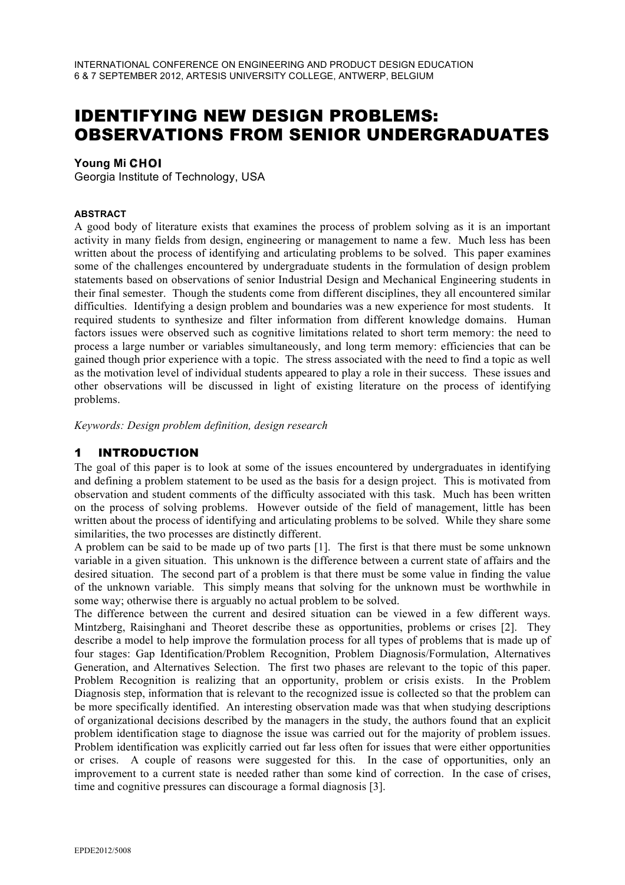# IDENTIFYING NEW DESIGN PROBLEMS: OBSERVATIONS FROM SENIOR UNDERGRADUATES

**Young Mi CHOI**
Georgia Institute of Technology, USA

###### ABSTRACT

A good body of literature exists that examines the process of problem solving as it is an important activity in many fields from design, engineering or management to name a few. Much less has been written about the process of identifying and articulating problems to be solved. This paper examines some of the challenges encountered by undergraduate students in the formulation of design problem statements based on observations of senior Industrial Design and Mechanical Engineering students in their final semester. Though the students come from different disciplines, they all encountered similar difficulties. Identifying a design problem and boundaries was a new experience for most students. It required students to synthesize and filter information from different knowledge domains. Human factors issues were observed such as cognitive limitations related to short term memory: the need to process a large number or variables simultaneously, and long term memory: efficiencies that can be gained though prior experience with a topic. The stress associated with the need to find a topic as well as the motivation level of individual students appeared to play a role in their success. These issues and other observations will be discussed in light of existing literature on the process of identifying problems.

*Keywords: Design problem definition, design research*

## 1 INTRODUCTION

The goal of this paper is to look at some of the issues encountered by undergraduates in identifying and defining a problem statement to be used as the basis for a design project. This is motivated from observation and student comments of the difficulty associated with this task. Much has been written on the process of solving problems. However outside of the field of management, little has been written about the process of identifying and articulating problems to be solved. While they share some similarities, the two processes are distinctly different.

A problem can be said to be made up of two parts [1]. The first is that there must be some unknown variable in a given situation. This unknown is the difference between a current state of affairs and the desired situation. The second part of a problem is that there must be some value in finding the value of the unknown variable. This simply means that solving for the unknown must be worthwhile in some way; otherwise there is arguably no actual problem to be solved.

The difference between the current and desired situation can be viewed in a few different ways. Mintzberg, Raisinghani and Theoret describe these as opportunities, problems or crises [2]. They describe a model to help improve the formulation process for all types of problems that is made up of four stages: Gap Identification/Problem Recognition, Problem Diagnosis/Formulation, Alternatives Generation, and Alternatives Selection. The first two phases are relevant to the topic of this paper. Problem Recognition is realizing that an opportunity, problem or crisis exists. In the Problem Diagnosis step, information that is relevant to the recognized issue is collected so that the problem can be more specifically identified. An interesting observation made was that when studying descriptions of organizational decisions described by the managers in the study, the authors found that an explicit problem identification stage to diagnose the issue was carried out for the majority of problem issues. Problem identification was explicitly carried out far less often for issues that were either opportunities or crises. A couple of reasons were suggested for this. In the case of opportunities, only an improvement to a current state is needed rather than some kind of correction. In the case of crises, time and cognitive pressures can discourage a formal diagnosis [3].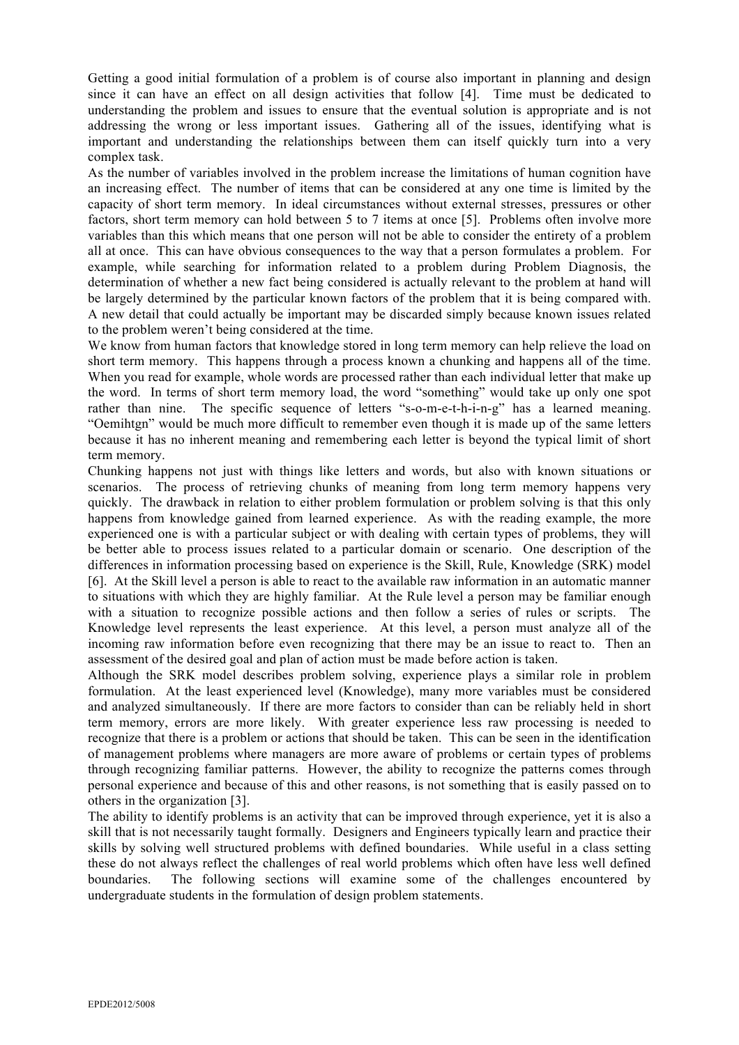Getting a good initial formulation of a problem is of course also important in planning and design since it can have an effect on all design activities that follow [4]. Time must be dedicated to understanding the problem and issues to ensure that the eventual solution is appropriate and is not addressing the wrong or less important issues. Gathering all of the issues, identifying what is important and understanding the relationships between them can itself quickly turn into a very complex task.

As the number of variables involved in the problem increase the limitations of human cognition have an increasing effect. The number of items that can be considered at any one time is limited by the capacity of short term memory. In ideal circumstances without external stresses, pressures or other factors, short term memory can hold between 5 to 7 items at once [5]. Problems often involve more variables than this which means that one person will not be able to consider the entirety of a problem all at once. This can have obvious consequences to the way that a person formulates a problem. For example, while searching for information related to a problem during Problem Diagnosis, the determination of whether a new fact being considered is actually relevant to the problem at hand will be largely determined by the particular known factors of the problem that it is being compared with. A new detail that could actually be important may be discarded simply because known issues related to the problem weren't being considered at the time.

We know from human factors that knowledge stored in long term memory can help relieve the load on short term memory. This happens through a process known a chunking and happens all of the time. When you read for example, whole words are processed rather than each individual letter that make up the word. In terms of short term memory load, the word "something" would take up only one spot rather than nine. The specific sequence of letters "s-o-m-e-t-h-i-n-g" has a learned meaning. "Oemihtgn" would be much more difficult to remember even though it is made up of the same letters because it has no inherent meaning and remembering each letter is beyond the typical limit of short term memory.

Chunking happens not just with things like letters and words, but also with known situations or scenarios. The process of retrieving chunks of meaning from long term memory happens very quickly. The drawback in relation to either problem formulation or problem solving is that this only happens from knowledge gained from learned experience. As with the reading example, the more experienced one is with a particular subject or with dealing with certain types of problems, they will be better able to process issues related to a particular domain or scenario. One description of the differences in information processing based on experience is the Skill, Rule, Knowledge (SRK) model [6]. At the Skill level a person is able to react to the available raw information in an automatic manner to situations with which they are highly familiar. At the Rule level a person may be familiar enough with a situation to recognize possible actions and then follow a series of rules or scripts. The Knowledge level represents the least experience. At this level, a person must analyze all of the incoming raw information before even recognizing that there may be an issue to react to. Then an assessment of the desired goal and plan of action must be made before action is taken.

Although the SRK model describes problem solving, experience plays a similar role in problem formulation. At the least experienced level (Knowledge), many more variables must be considered and analyzed simultaneously. If there are more factors to consider than can be reliably held in short term memory, errors are more likely. With greater experience less raw processing is needed to recognize that there is a problem or actions that should be taken. This can be seen in the identification of management problems where managers are more aware of problems or certain types of problems through recognizing familiar patterns. However, the ability to recognize the patterns comes through personal experience and because of this and other reasons, is not something that is easily passed on to others in the organization [3].

The ability to identify problems is an activity that can be improved through experience, yet it is also a skill that is not necessarily taught formally. Designers and Engineers typically learn and practice their skills by solving well structured problems with defined boundaries. While useful in a class setting these do not always reflect the challenges of real world problems which often have less well defined boundaries. The following sections will examine some of the challenges encountered by undergraduate students in the formulation of design problem statements.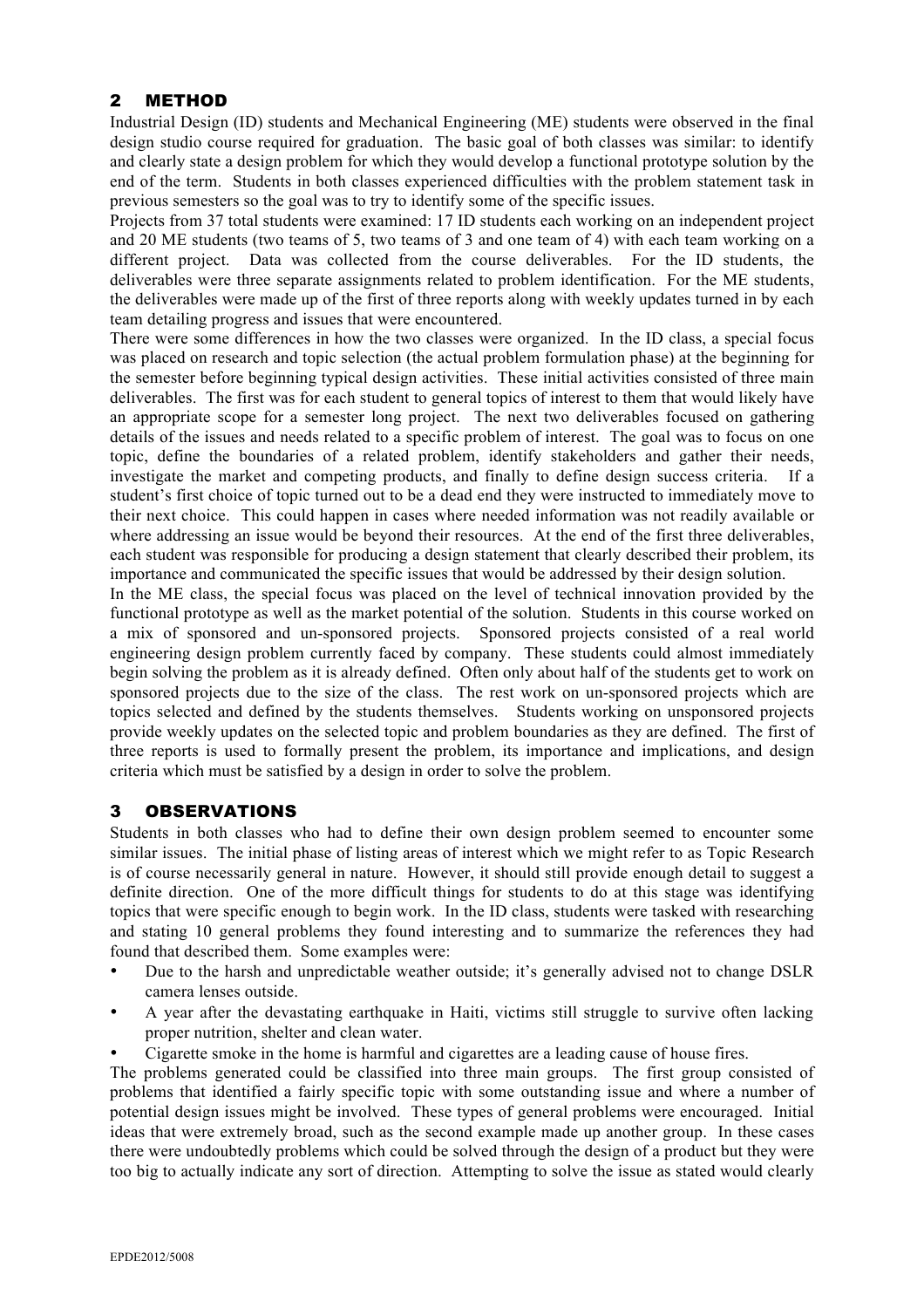## 2 METHOD

Industrial Design (ID) students and Mechanical Engineering (ME) students were observed in the final design studio course required for graduation. The basic goal of both classes was similar: to identify and clearly state a design problem for which they would develop a functional prototype solution by the end of the term. Students in both classes experienced difficulties with the problem statement task in previous semesters so the goal was to try to identify some of the specific issues.

Projects from 37 total students were examined: 17 ID students each working on an independent project and 20 ME students (two teams of 5, two teams of 3 and one team of 4) with each team working on a different project. Data was collected from the course deliverables. For the ID students, the deliverables were three separate assignments related to problem identification. For the ME students, the deliverables were made up of the first of three reports along with weekly updates turned in by each team detailing progress and issues that were encountered.

There were some differences in how the two classes were organized. In the ID class, a special focus was placed on research and topic selection (the actual problem formulation phase) at the beginning for the semester before beginning typical design activities. These initial activities consisted of three main deliverables. The first was for each student to general topics of interest to them that would likely have an appropriate scope for a semester long project. The next two deliverables focused on gathering details of the issues and needs related to a specific problem of interest. The goal was to focus on one topic, define the boundaries of a related problem, identify stakeholders and gather their needs, investigate the market and competing products, and finally to define design success criteria. If a student's first choice of topic turned out to be a dead end they were instructed to immediately move to their next choice. This could happen in cases where needed information was not readily available or where addressing an issue would be beyond their resources. At the end of the first three deliverables, each student was responsible for producing a design statement that clearly described their problem, its importance and communicated the specific issues that would be addressed by their design solution.

In the ME class, the special focus was placed on the level of technical innovation provided by the functional prototype as well as the market potential of the solution. Students in this course worked on a mix of sponsored and un-sponsored projects. Sponsored projects consisted of a real world engineering design problem currently faced by company. These students could almost immediately begin solving the problem as it is already defined. Often only about half of the students get to work on sponsored projects due to the size of the class. The rest work on un-sponsored projects which are topics selected and defined by the students themselves. Students working on unsponsored projects provide weekly updates on the selected topic and problem boundaries as they are defined. The first of three reports is used to formally present the problem, its importance and implications, and design criteria which must be satisfied by a design in order to solve the problem.

## 3 OBSERVATIONS

Students in both classes who had to define their own design problem seemed to encounter some similar issues. The initial phase of listing areas of interest which we might refer to as Topic Research is of course necessarily general in nature. However, it should still provide enough detail to suggest a definite direction. One of the more difficult things for students to do at this stage was identifying topics that were specific enough to begin work. In the ID class, students were tasked with researching and stating 10 general problems they found interesting and to summarize the references they had found that described them. Some examples were:

- Due to the harsh and unpredictable weather outside; it's generally advised not to change DSLR camera lenses outside.
- A year after the devastating earthquake in Haiti, victims still struggle to survive often lacking proper nutrition, shelter and clean water.
- Cigarette smoke in the home is harmful and cigarettes are a leading cause of house fires.

The problems generated could be classified into three main groups. The first group consisted of problems that identified a fairly specific topic with some outstanding issue and where a number of potential design issues might be involved. These types of general problems were encouraged. Initial ideas that were extremely broad, such as the second example made up another group. In these cases there were undoubtedly problems which could be solved through the design of a product but they were too big to actually indicate any sort of direction. Attempting to solve the issue as stated would clearly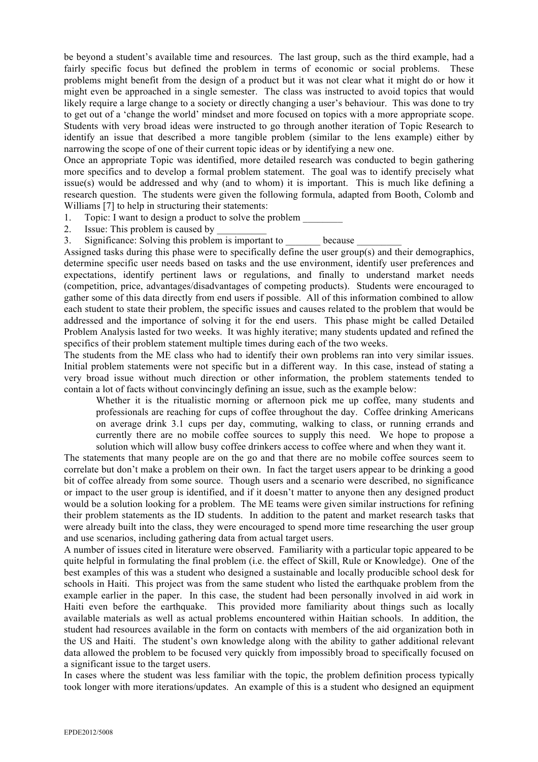be beyond a student's available time and resources. The last group, such as the third example, had a fairly specific focus but defined the problem in terms of economic or social problems. These problems might benefit from the design of a product but it was not clear what it might do or how it might even be approached in a single semester. The class was instructed to avoid topics that would likely require a large change to a society or directly changing a user's behaviour. This was done to try to get out of a 'change the world' mindset and more focused on topics with a more appropriate scope. Students with very broad ideas were instructed to go through another iteration of Topic Research to identify an issue that described a more tangible problem (similar to the lens example) either by narrowing the scope of one of their current topic ideas or by identifying a new one.

Once an appropriate Topic was identified, more detailed research was conducted to begin gathering more specifics and to develop a formal problem statement. The goal was to identify precisely what issue(s) would be addressed and why (and to whom) it is important. This is much like defining a research question. The students were given the following formula, adapted from Booth, Colomb and Williams [7] to help in structuring their statements:

1. Topic: I want to design a product to solve the problem ________
2. Issue: This problem is caused by __________
3. Significance: Solving this problem is important to _______ because _________

Assigned tasks during this phase were to specifically define the user group(s) and their demographics, determine specific user needs based on tasks and the use environment, identify user preferences and expectations, identify pertinent laws or regulations, and finally to understand market needs (competition, price, advantages/disadvantages of competing products). Students were encouraged to gather some of this data directly from end users if possible. All of this information combined to allow each student to state their problem, the specific issues and causes related to the problem that would be addressed and the importance of solving it for the end users. This phase might be called Detailed Problem Analysis lasted for two weeks. It was highly iterative; many students updated and refined the specifics of their problem statement multiple times during each of the two weeks.

The students from the ME class who had to identify their own problems ran into very similar issues. Initial problem statements were not specific but in a different way. In this case, instead of stating a very broad issue without much direction or other information, the problem statements tended to contain a lot of facts without convincingly defining an issue, such as the example below:

> Whether it is the ritualistic morning or afternoon pick me up coffee, many students and professionals are reaching for cups of coffee throughout the day. Coffee drinking Americans on average drink 3.1 cups per day, commuting, walking to class, or running errands and currently there are no mobile coffee sources to supply this need. We hope to propose a solution which will allow busy coffee drinkers access to coffee where and when they want it.

The statements that many people are on the go and that there are no mobile coffee sources seem to correlate but don't make a problem on their own. In fact the target users appear to be drinking a good bit of coffee already from some source. Though users and a scenario were described, no significance or impact to the user group is identified, and if it doesn't matter to anyone then any designed product would be a solution looking for a problem. The ME teams were given similar instructions for refining their problem statements as the ID students. In addition to the patent and market research tasks that were already built into the class, they were encouraged to spend more time researching the user group and use scenarios, including gathering data from actual target users.

A number of issues cited in literature were observed. Familiarity with a particular topic appeared to be quite helpful in formulating the final problem (i.e. the effect of Skill, Rule or Knowledge). One of the best examples of this was a student who designed a sustainable and locally producible school desk for schools in Haiti. This project was from the same student who listed the earthquake problem from the example earlier in the paper. In this case, the student had been personally involved in aid work in Haiti even before the earthquake. This provided more familiarity about things such as locally available materials as well as actual problems encountered within Haitian schools. In addition, the student had resources available in the form on contacts with members of the aid organization both in the US and Haiti. The student's own knowledge along with the ability to gather additional relevant data allowed the problem to be focused very quickly from impossibly broad to specifically focused on a significant issue to the target users.

In cases where the student was less familiar with the topic, the problem definition process typically took longer with more iterations/updates. An example of this is a student who designed an equipment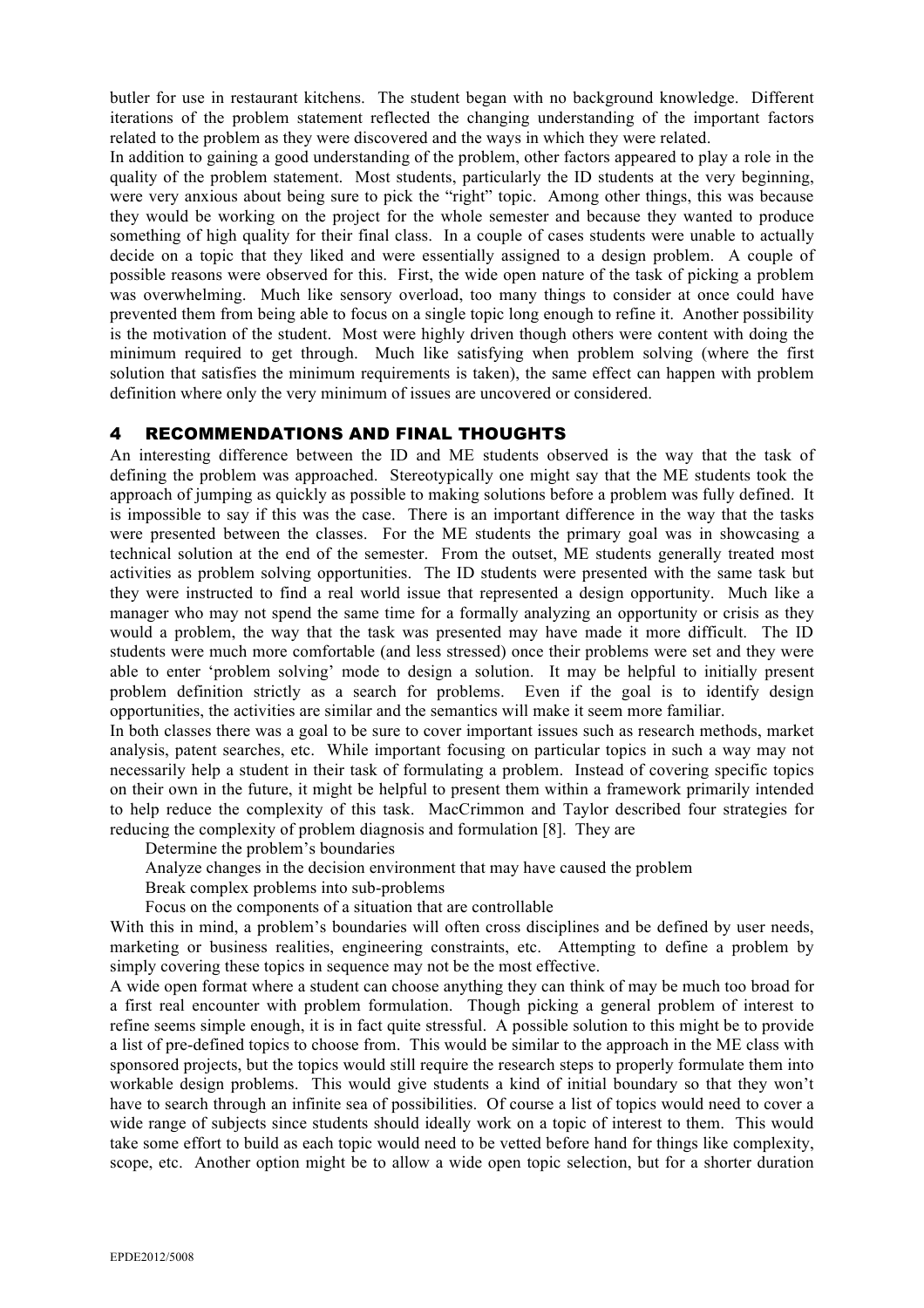butler for use in restaurant kitchens. The student began with no background knowledge. Different iterations of the problem statement reflected the changing understanding of the important factors related to the problem as they were discovered and the ways in which they were related.

In addition to gaining a good understanding of the problem, other factors appeared to play a role in the quality of the problem statement. Most students, particularly the ID students at the very beginning, were very anxious about being sure to pick the "right" topic. Among other things, this was because they would be working on the project for the whole semester and because they wanted to produce something of high quality for their final class. In a couple of cases students were unable to actually decide on a topic that they liked and were essentially assigned to a design problem. A couple of possible reasons were observed for this. First, the wide open nature of the task of picking a problem was overwhelming. Much like sensory overload, too many things to consider at once could have prevented them from being able to focus on a single topic long enough to refine it. Another possibility is the motivation of the student. Most were highly driven though others were content with doing the minimum required to get through. Much like satisfying when problem solving (where the first solution that satisfies the minimum requirements is taken), the same effect can happen with problem definition where only the very minimum of issues are uncovered or considered.

## 4 RECOMMENDATIONS AND FINAL THOUGHTS

An interesting difference between the ID and ME students observed is the way that the task of defining the problem was approached. Stereotypically one might say that the ME students took the approach of jumping as quickly as possible to making solutions before a problem was fully defined. It is impossible to say if this was the case. There is an important difference in the way that the tasks were presented between the classes. For the ME students the primary goal was in showcasing a technical solution at the end of the semester. From the outset, ME students generally treated most activities as problem solving opportunities. The ID students were presented with the same task but they were instructed to find a real world issue that represented a design opportunity. Much like a manager who may not spend the same time for a formally analyzing an opportunity or crisis as they would a problem, the way that the task was presented may have made it more difficult. The ID students were much more comfortable (and less stressed) once their problems were set and they were able to enter 'problem solving' mode to design a solution. It may be helpful to initially present problem definition strictly as a search for problems. Even if the goal is to identify design opportunities, the activities are similar and the semantics will make it seem more familiar.

In both classes there was a goal to be sure to cover important issues such as research methods, market analysis, patent searches, etc. While important focusing on particular topics in such a way may not necessarily help a student in their task of formulating a problem. Instead of covering specific topics on their own in the future, it might be helpful to present them within a framework primarily intended to help reduce the complexity of this task. MacCrimmon and Taylor described four strategies for reducing the complexity of problem diagnosis and formulation [8]. They are

- Determine the problem's boundaries
- Analyze changes in the decision environment that may have caused the problem
- Break complex problems into sub-problems
- Focus on the components of a situation that are controllable

With this in mind, a problem's boundaries will often cross disciplines and be defined by user needs, marketing or business realities, engineering constraints, etc. Attempting to define a problem by simply covering these topics in sequence may not be the most effective.

A wide open format where a student can choose anything they can think of may be much too broad for a first real encounter with problem formulation. Though picking a general problem of interest to refine seems simple enough, it is in fact quite stressful. A possible solution to this might be to provide a list of pre-defined topics to choose from. This would be similar to the approach in the ME class with sponsored projects, but the topics would still require the research steps to properly formulate them into workable design problems. This would give students a kind of initial boundary so that they won't have to search through an infinite sea of possibilities. Of course a list of topics would need to cover a wide range of subjects since students should ideally work on a topic of interest to them. This would take some effort to build as each topic would need to be vetted before hand for things like complexity, scope, etc. Another option might be to allow a wide open topic selection, but for a shorter duration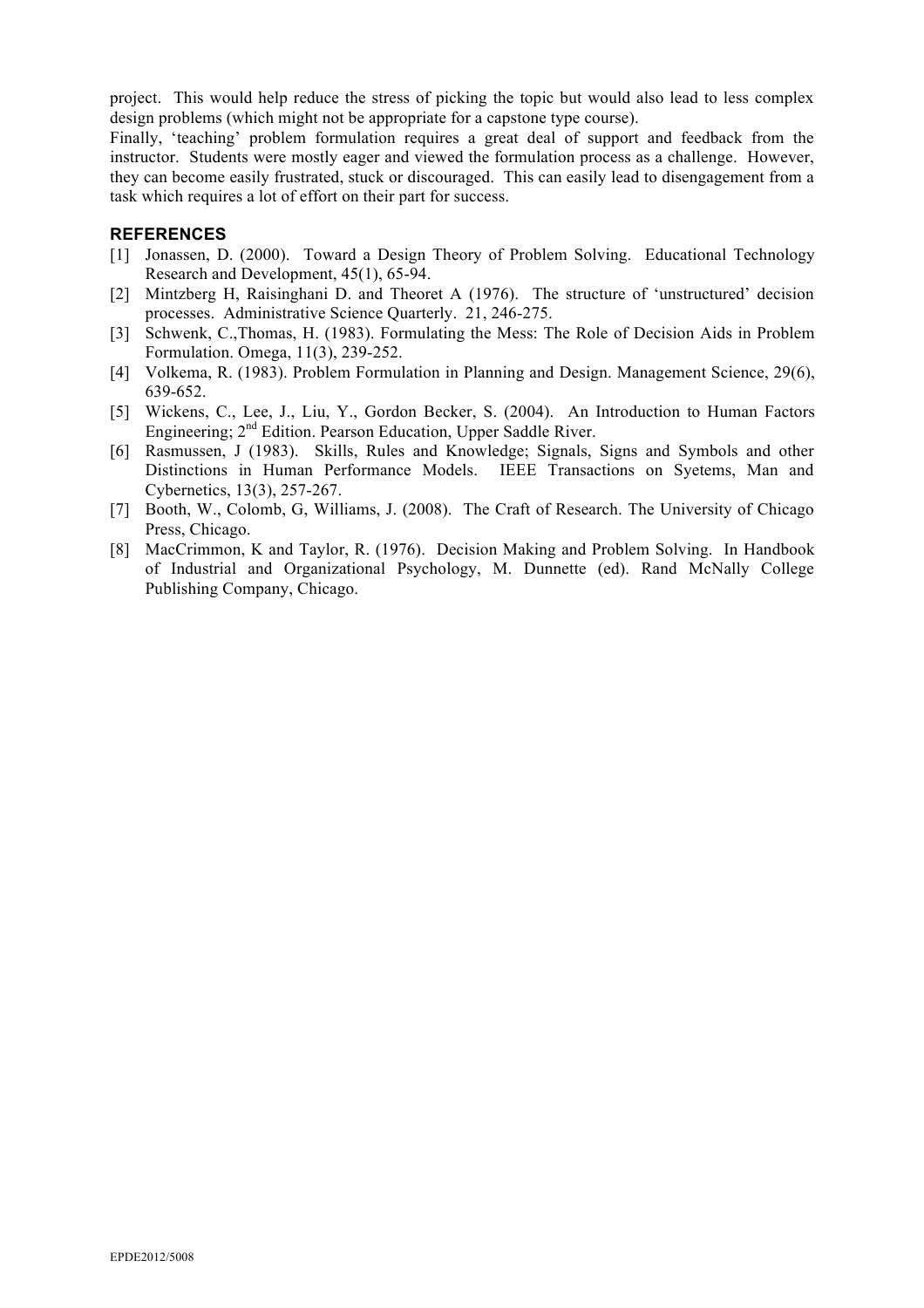project. This would help reduce the stress of picking the topic but would also lead to less complex design problems (which might not be appropriate for a capstone type course).

Finally, 'teaching' problem formulation requires a great deal of support and feedback from the instructor. Students were mostly eager and viewed the formulation process as a challenge. However, they can become easily frustrated, stuck or discouraged. This can easily lead to disengagement from a task which requires a lot of effort on their part for success.

## REFERENCES

[1] Jonassen, D. (2000). Toward a Design Theory of Problem Solving. Educational Technology Research and Development, 45(1), 65-94.

[2] Mintzberg H, Raisinghani D. and Theoret A (1976). The structure of 'unstructured' decision processes. Administrative Science Quarterly. 21, 246-275.

[3] Schwenk, C.,Thomas, H. (1983). Formulating the Mess: The Role of Decision Aids in Problem Formulation. Omega, 11(3), 239-252.

[4] Volkema, R. (1983). Problem Formulation in Planning and Design. Management Science, 29(6), 639-652.

[5] Wickens, C., Lee, J., Liu, Y., Gordon Becker, S. (2004). An Introduction to Human Factors Engineering; 2nd Edition. Pearson Education, Upper Saddle River.

[6] Rasmussen, J (1983). Skills, Rules and Knowledge; Signals, Signs and Symbols and other Distinctions in Human Performance Models. IEEE Transactions on Syetems, Man and Cybernetics, 13(3), 257-267.

[7] Booth, W., Colomb, G, Williams, J. (2008). The Craft of Research. The University of Chicago Press, Chicago.

[8] MacCrimmon, K and Taylor, R. (1976). Decision Making and Problem Solving. In Handbook of Industrial and Organizational Psychology, M. Dunnette (ed). Rand McNally College Publishing Company, Chicago.